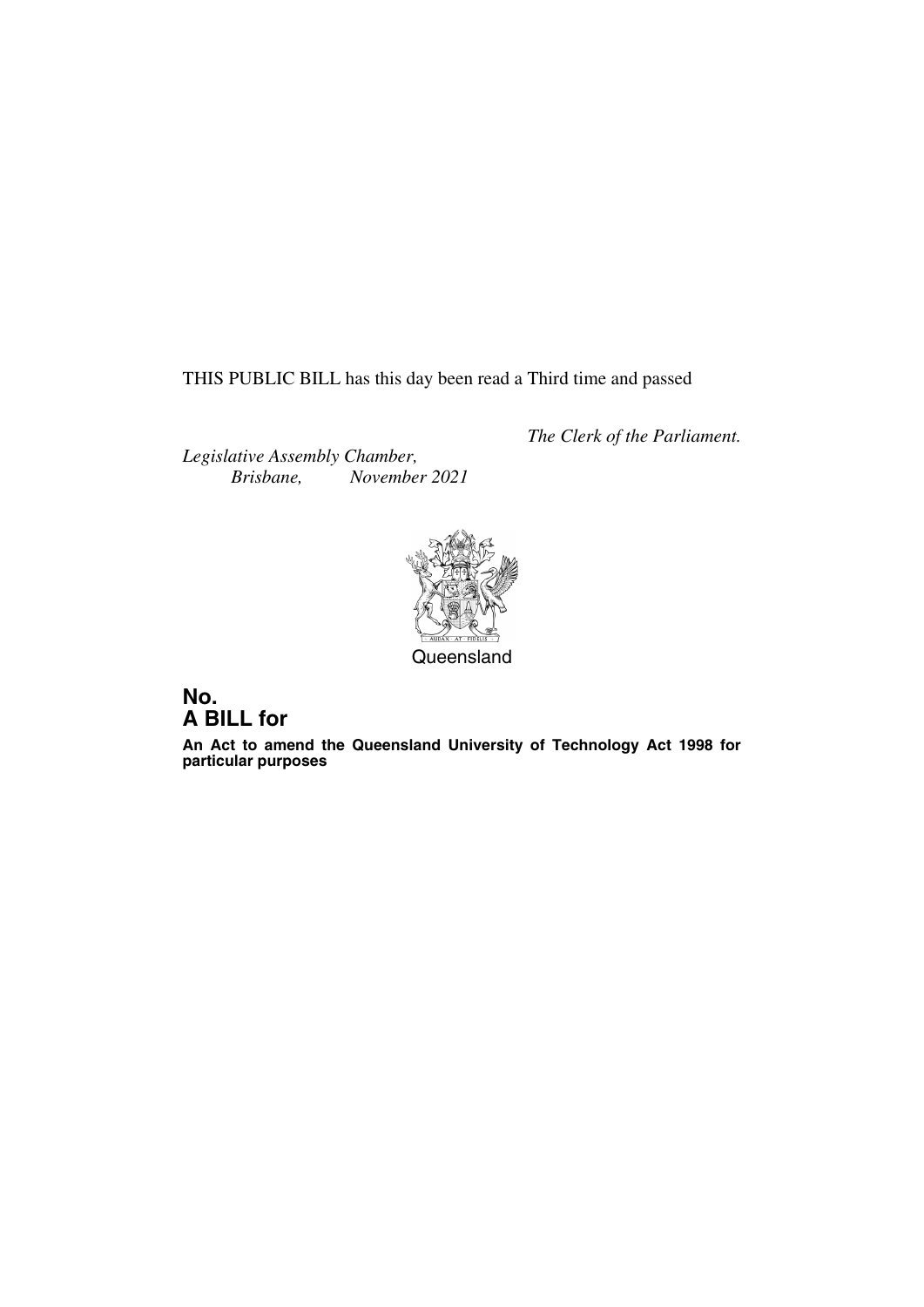THIS PUBLIC BILL has this day been read a Third time and passed

*The Clerk of the Parliament.*

*Legislative Assembly Chamber,*
*Brisbane, November 2021*

Queensland

## No.
## A BILL for

**An Act to amend the Queensland University of Technology Act 1998 for particular purposes**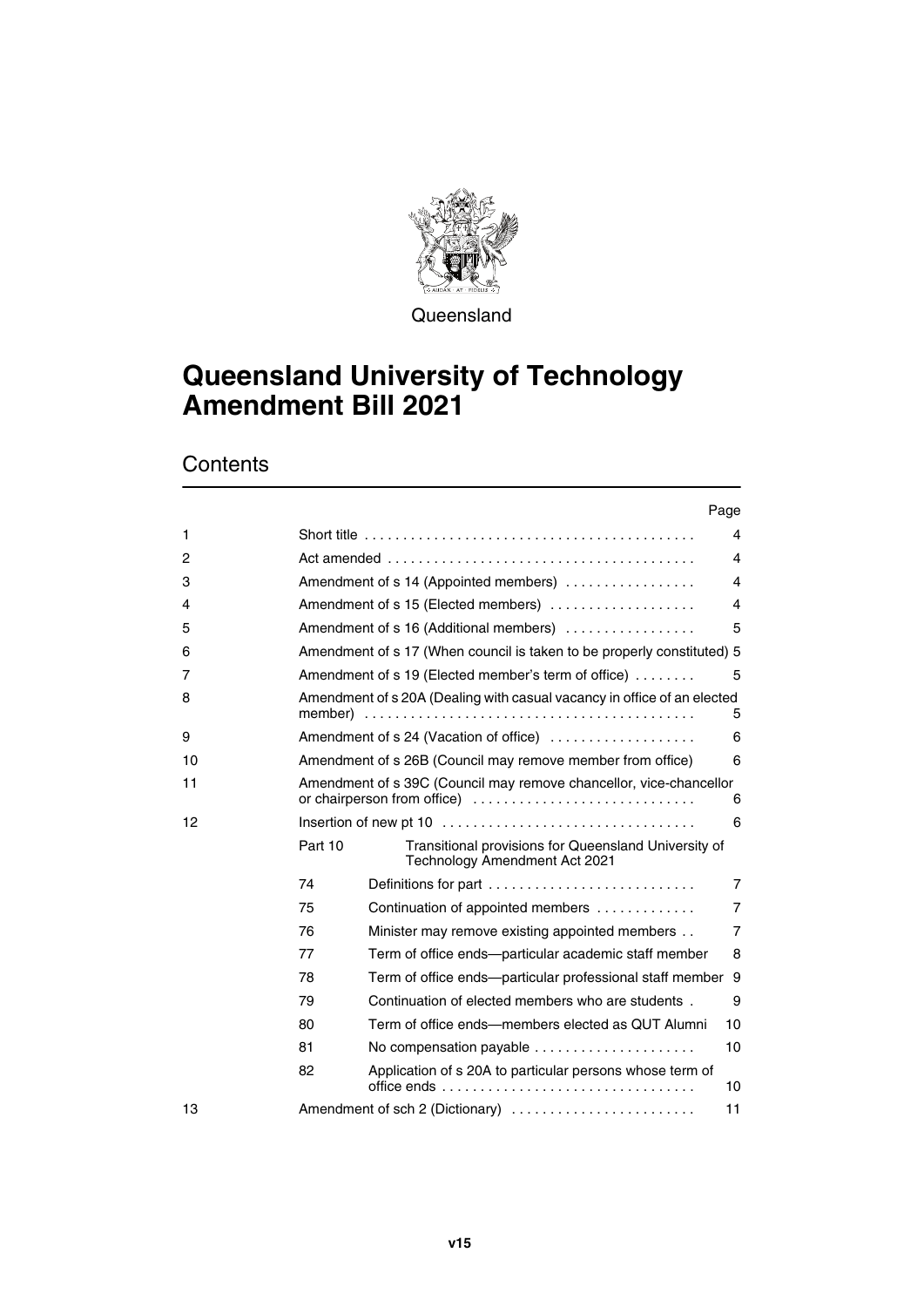Queensland

# Queensland University of Technology Amendment Bill 2021

## Contents

| | | | Page |
|---|---|---|---|
| 1 | Short title | | 4 |
| 2 | Act amended | | 4 |
| 3 | Amendment of s 14 (Appointed members) | | 4 |
| 4 | Amendment of s 15 (Elected members) | | 4 |
| 5 | Amendment of s 16 (Additional members) | | 5 |
| 6 | Amendment of s 17 (When council is taken to be properly constituted) | | 5 |
| 7 | Amendment of s 19 (Elected member's term of office) | | 5 |
| 8 | Amendment of s 20A (Dealing with casual vacancy in office of an elected member) | | 5 |
| 9 | Amendment of s 24 (Vacation of office) | | 6 |
| 10 | Amendment of s 26B (Council may remove member from office) | | 6 |
| 11 | Amendment of s 39C (Council may remove chancellor, vice-chancellor or chairperson from office) | | 6 |
| 12 | Insertion of new pt 10 | | 6 |
| | Part 10 | Transitional provisions for Queensland University of Technology Amendment Act 2021 | |
| | 74 | Definitions for part | 7 |
| | 75 | Continuation of appointed members | 7 |
| | 76 | Minister may remove existing appointed members | 7 |
| | 77 | Term of office ends—particular academic staff member | 8 |
| | 78 | Term of office ends—particular professional staff member | 9 |
| | 79 | Continuation of elected members who are students | 9 |
| | 80 | Term of office ends—members elected as QUT Alumni | 10 |
| | 81 | No compensation payable | 10 |
| | 82 | Application of s 20A to particular persons whose term of office ends | 10 |
| 13 | Amendment of sch 2 (Dictionary) | | 11 |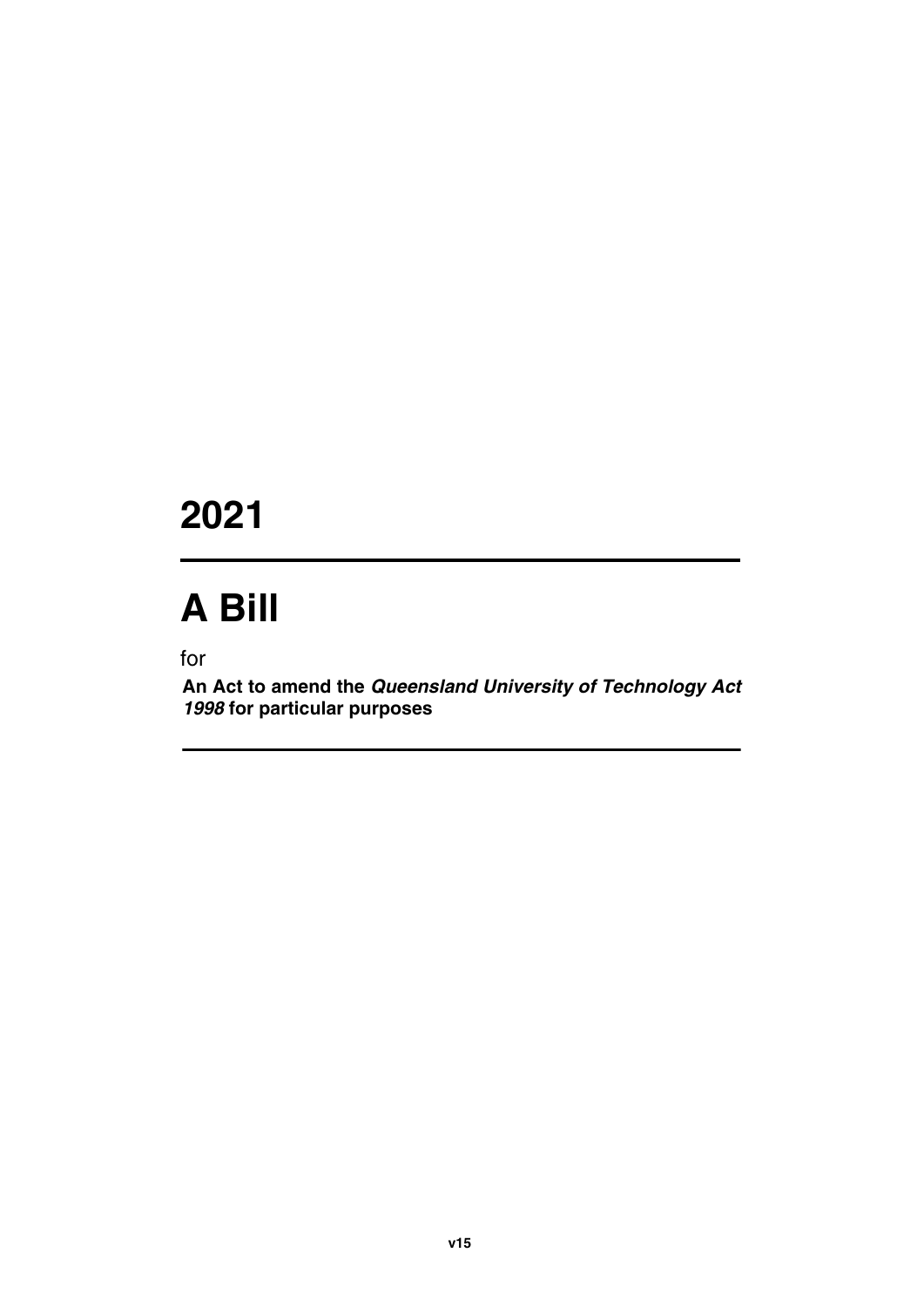# 2021

# A Bill

for

**An Act to amend the *Queensland University of Technology Act 1998* for particular purposes**

**v15**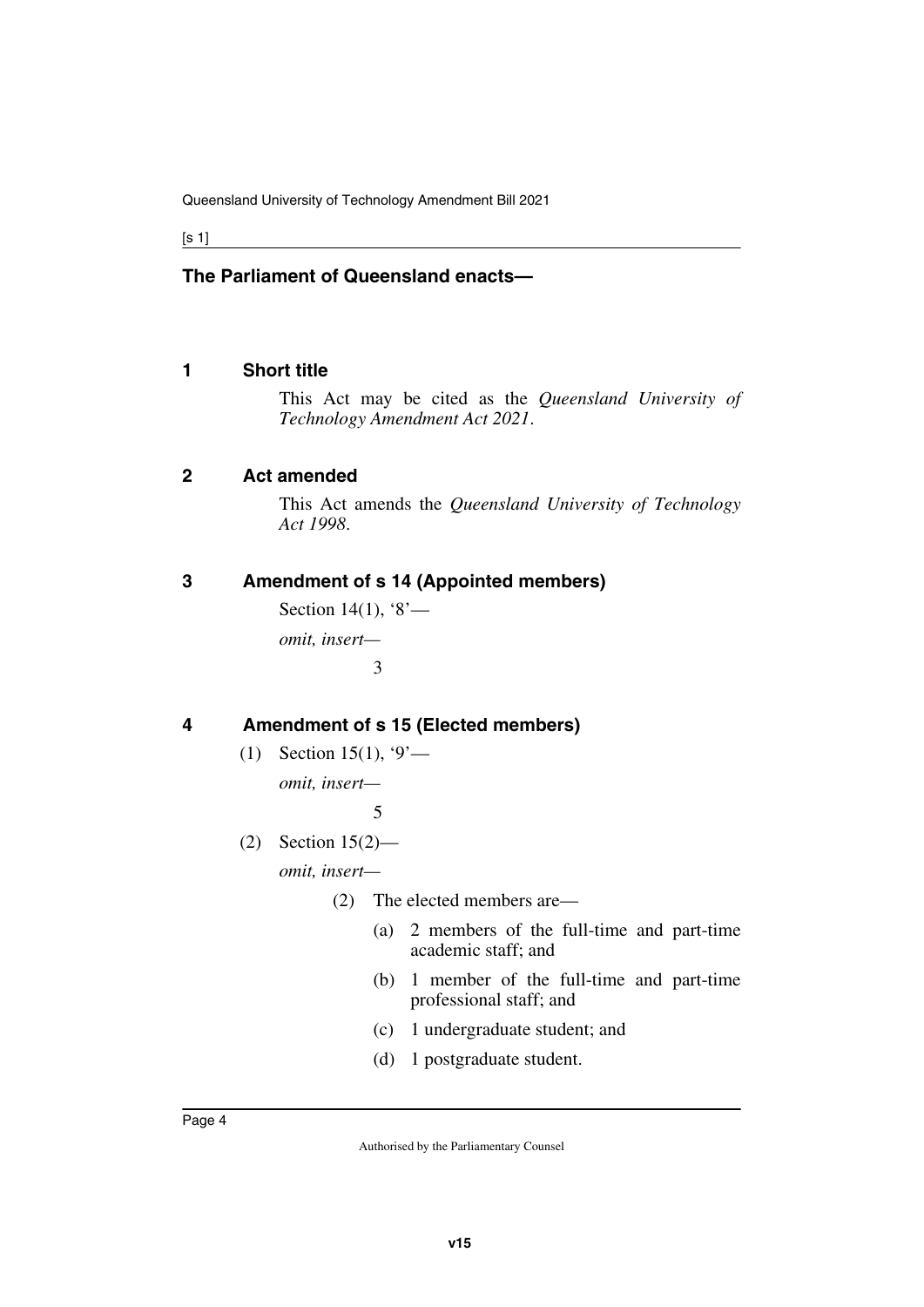**The Parliament of Queensland enacts—**

## 1 Short title

This Act may be cited as the *Queensland University of Technology Amendment Act 2021*.

## 2 Act amended

This Act amends the *Queensland University of Technology Act 1998*.

## 3 Amendment of s 14 (Appointed members)

Section 14(1), '8'—

*omit, insert—*

3

## 4 Amendment of s 15 (Elected members)

(1) Section 15(1), '9'—

*omit, insert—*

5

(2) Section 15(2)—

*omit, insert—*

(2) The elected members are—

(a) 2 members of the full-time and part-time academic staff; and

(b) 1 member of the full-time and part-time professional staff; and

(c) 1 undergraduate student; and

(d) 1 postgraduate student.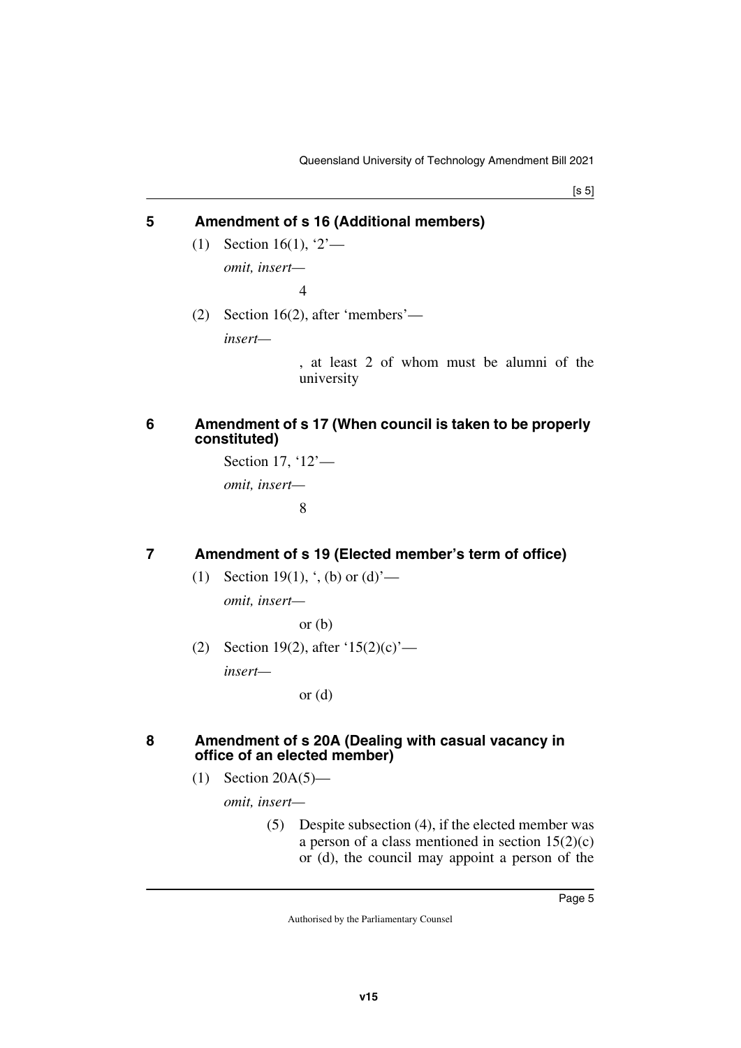## 5 Amendment of s 16 (Additional members)

(1) Section 16(1), '2'—

*omit, insert—*

4

(2) Section 16(2), after 'members'—

*insert—*

, at least 2 of whom must be alumni of the university

## 6 Amendment of s 17 (When council is taken to be properly constituted)

Section 17, '12'—

*omit, insert—*

8

## 7 Amendment of s 19 (Elected member's term of office)

(1) Section 19(1), ', (b) or (d)'—

*omit, insert—*

or (b)

(2) Section 19(2), after '15(2)(c)'—

*insert—*

or (d)

## 8 Amendment of s 20A (Dealing with casual vacancy in office of an elected member)

(1) Section 20A(5)—

*omit, insert—*

(5) Despite subsection (4), if the elected member was a person of a class mentioned in section 15(2)(c) or (d), the council may appoint a person of the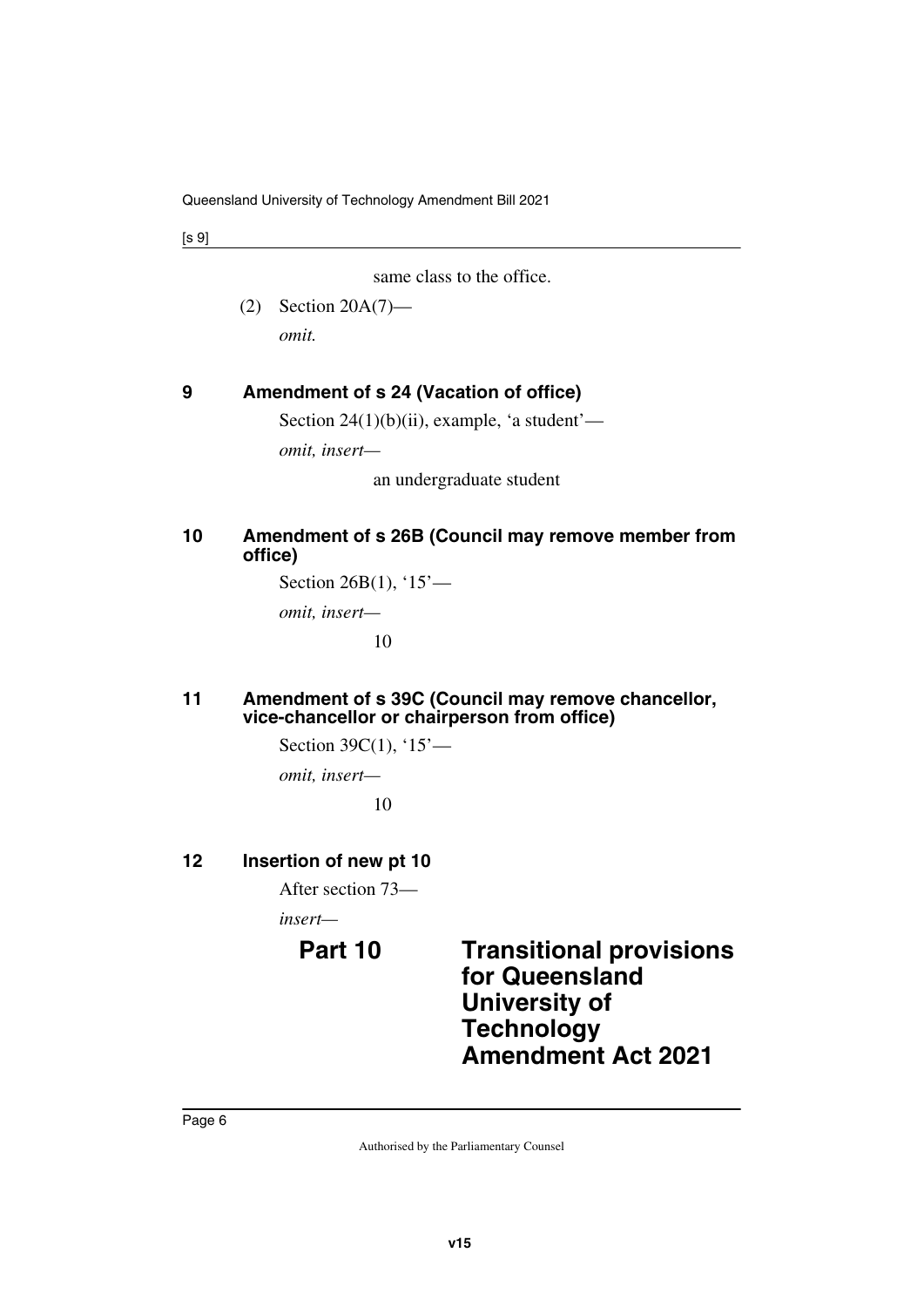same class to the office.

(2) Section 20A(7)—

*omit.*

**9 Amendment of s 24 (Vacation of office)**

Section 24(1)(b)(ii), example, 'a student'—

*omit, insert—*

an undergraduate student

**10 Amendment of s 26B (Council may remove member from office)**

Section 26B(1), '15'—

*omit, insert—*

10

**11 Amendment of s 39C (Council may remove chancellor, vice-chancellor or chairperson from office)**

Section 39C(1), '15'—

*omit, insert—*

10

**12 Insertion of new pt 10**

After section 73—

*insert—*

## Part 10 Transitional provisions for Queensland University of Technology Amendment Act 2021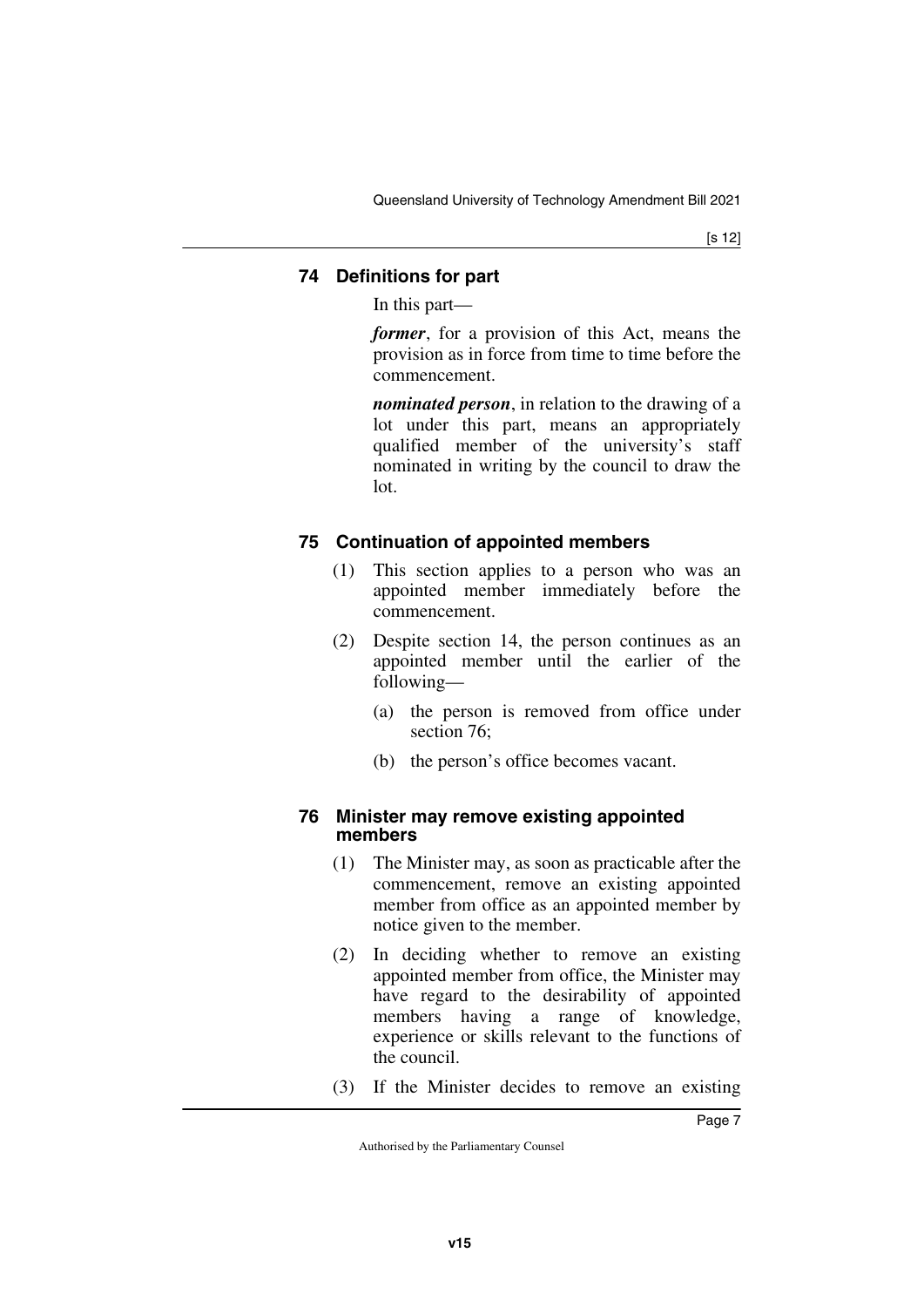### 74 Definitions for part

In this part—

***former***, for a provision of this Act, means the provision as in force from time to time before the commencement.

***nominated person***, in relation to the drawing of a lot under this part, means an appropriately qualified member of the university's staff nominated in writing by the council to draw the lot.

### 75 Continuation of appointed members

(1) This section applies to a person who was an appointed member immediately before the commencement.

(2) Despite section 14, the person continues as an appointed member until the earlier of the following—

(a) the person is removed from office under section 76;

(b) the person's office becomes vacant.

### 76 Minister may remove existing appointed members

(1) The Minister may, as soon as practicable after the commencement, remove an existing appointed member from office as an appointed member by notice given to the member.

(2) In deciding whether to remove an existing appointed member from office, the Minister may have regard to the desirability of appointed members having a range of knowledge, experience or skills relevant to the functions of the council.

(3) If the Minister decides to remove an existing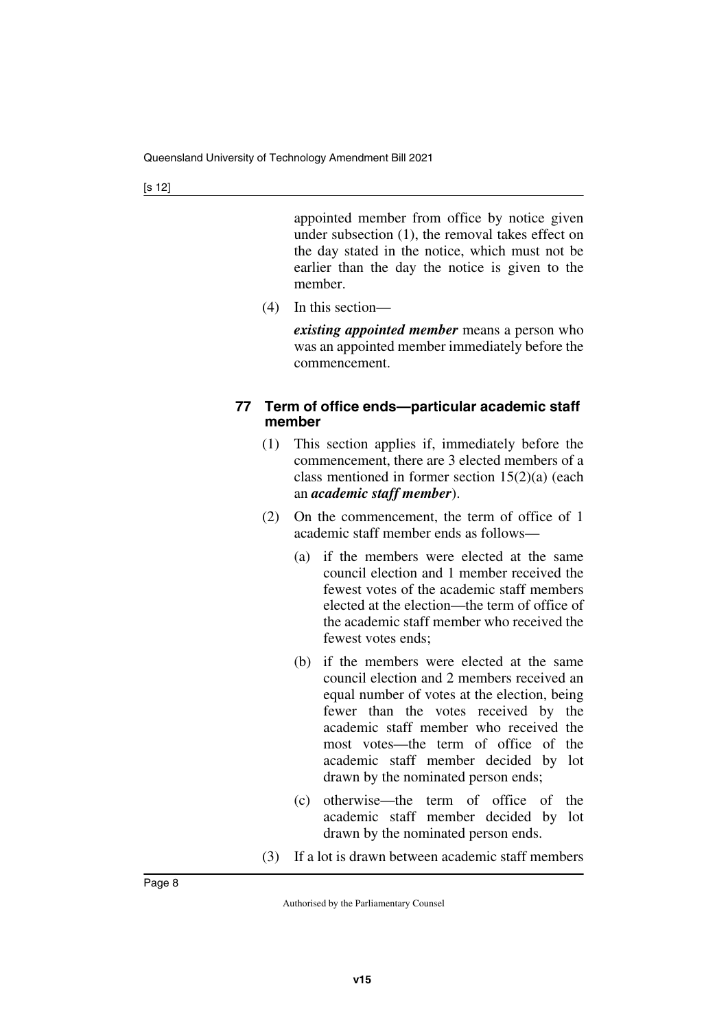appointed member from office by notice given under subsection (1), the removal takes effect on the day stated in the notice, which must not be earlier than the day the notice is given to the member.

(4) In this section—

***existing appointed member*** means a person who was an appointed member immediately before the commencement.

### 77 Term of office ends—particular academic staff member

(1) This section applies if, immediately before the commencement, there are 3 elected members of a class mentioned in former section 15(2)(a) (each an ***academic staff member***).

(2) On the commencement, the term of office of 1 academic staff member ends as follows—

(a) if the members were elected at the same council election and 1 member received the fewest votes of the academic staff members elected at the election—the term of office of the academic staff member who received the fewest votes ends;

(b) if the members were elected at the same council election and 2 members received an equal number of votes at the election, being fewer than the votes received by the academic staff member who received the most votes—the term of office of the academic staff member decided by lot drawn by the nominated person ends;

(c) otherwise—the term of office of the academic staff member decided by lot drawn by the nominated person ends.

(3) If a lot is drawn between academic staff members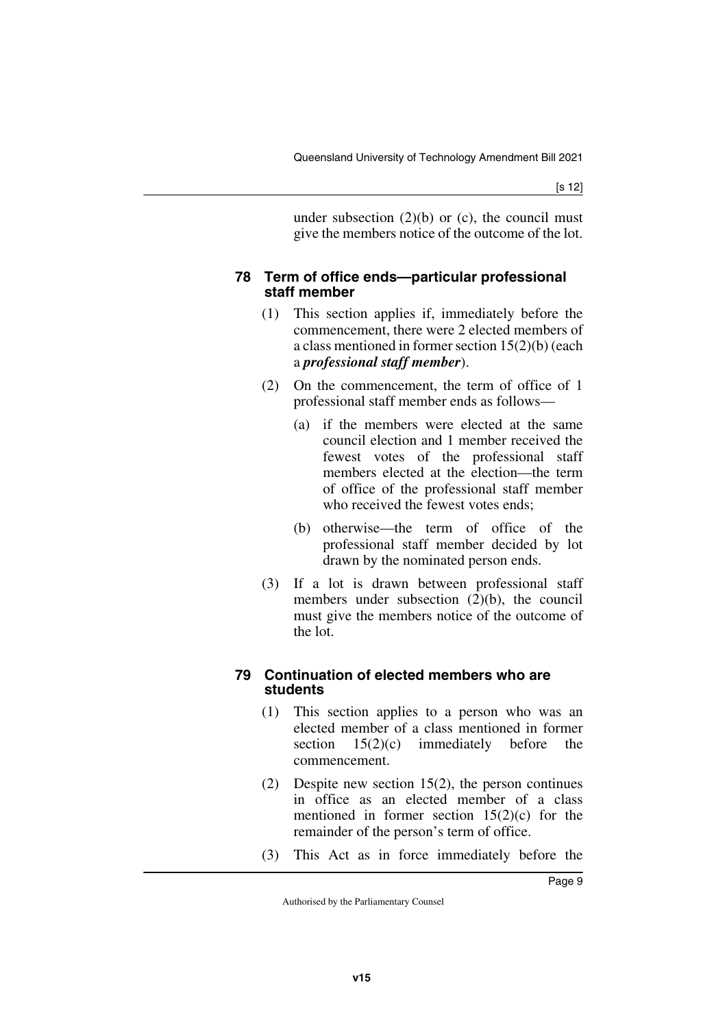under subsection (2)(b) or (c), the council must give the members notice of the outcome of the lot.

### 78 Term of office ends—particular professional staff member

(1) This section applies if, immediately before the commencement, there were 2 elected members of a class mentioned in former section 15(2)(b) (each a ***professional staff member***).

(2) On the commencement, the term of office of 1 professional staff member ends as follows—

(a) if the members were elected at the same council election and 1 member received the fewest votes of the professional staff members elected at the election—the term of office of the professional staff member who received the fewest votes ends;

(b) otherwise—the term of office of the professional staff member decided by lot drawn by the nominated person ends.

(3) If a lot is drawn between professional staff members under subsection (2)(b), the council must give the members notice of the outcome of the lot.

### 79 Continuation of elected members who are students

(1) This section applies to a person who was an elected member of a class mentioned in former section 15(2)(c) immediately before the commencement.

(2) Despite new section 15(2), the person continues in office as an elected member of a class mentioned in former section 15(2)(c) for the remainder of the person's term of office.

(3) This Act as in force immediately before the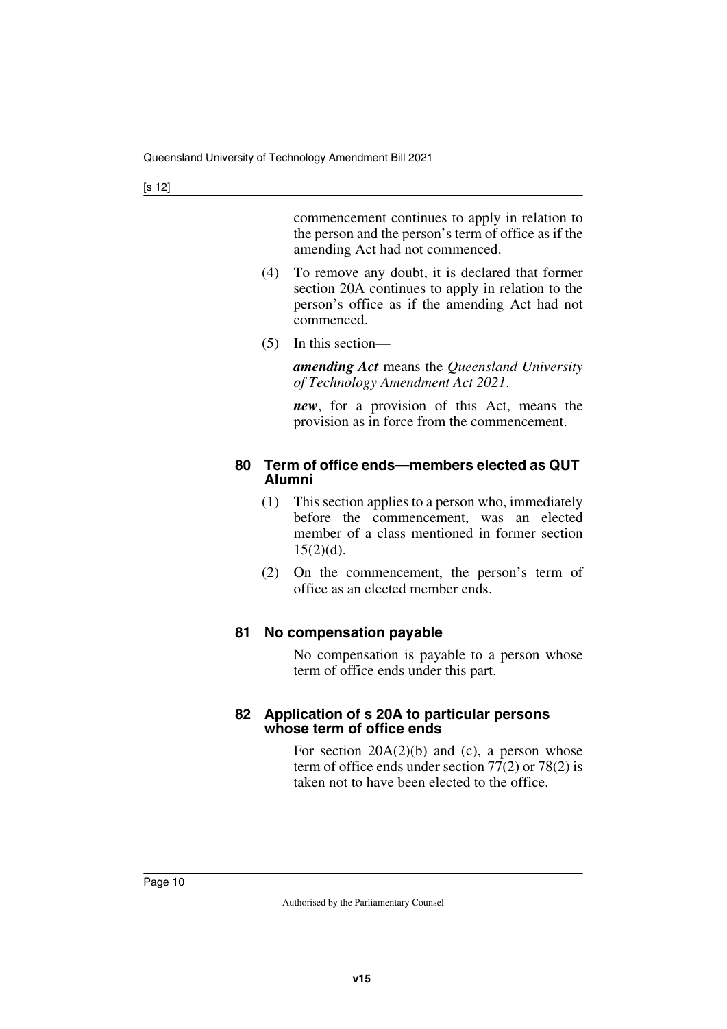commencement continues to apply in relation to the person and the person's term of office as if the amending Act had not commenced.

(4) To remove any doubt, it is declared that former section 20A continues to apply in relation to the person's office as if the amending Act had not commenced.

(5) In this section—

***amending Act*** means the *Queensland University of Technology Amendment Act 2021*.

***new***, for a provision of this Act, means the provision as in force from the commencement.

### 80 Term of office ends—members elected as QUT Alumni

(1) This section applies to a person who, immediately before the commencement, was an elected member of a class mentioned in former section 15(2)(d).

(2) On the commencement, the person's term of office as an elected member ends.

### 81 No compensation payable

No compensation is payable to a person whose term of office ends under this part.

### 82 Application of s 20A to particular persons whose term of office ends

For section 20A(2)(b) and (c), a person whose term of office ends under section 77(2) or 78(2) is taken not to have been elected to the office.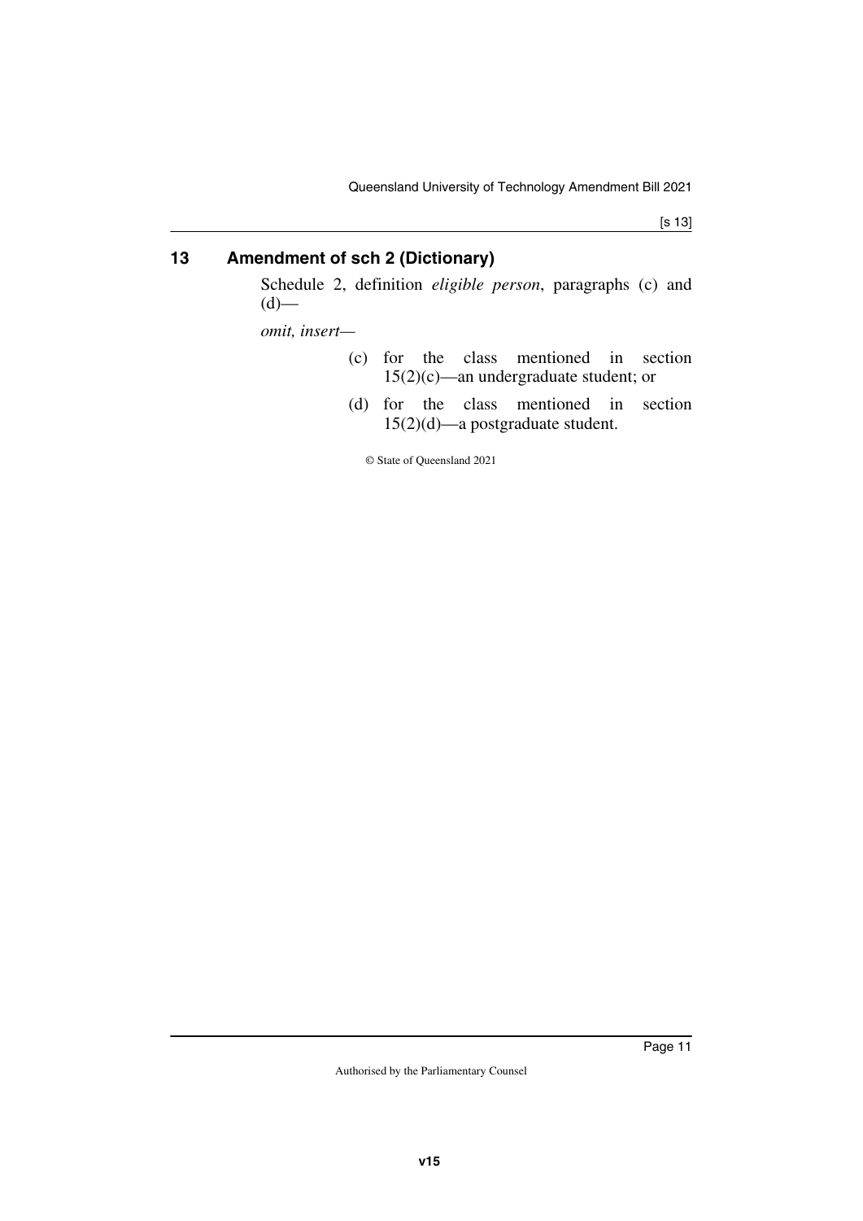## 13 Amendment of sch 2 (Dictionary)

Schedule 2, definition *eligible person*, paragraphs (c) and (d)—

*omit, insert—*

(c) for the class mentioned in section 15(2)(c)—an undergraduate student; or

(d) for the class mentioned in section 15(2)(d)—a postgraduate student.

© State of Queensland 2021